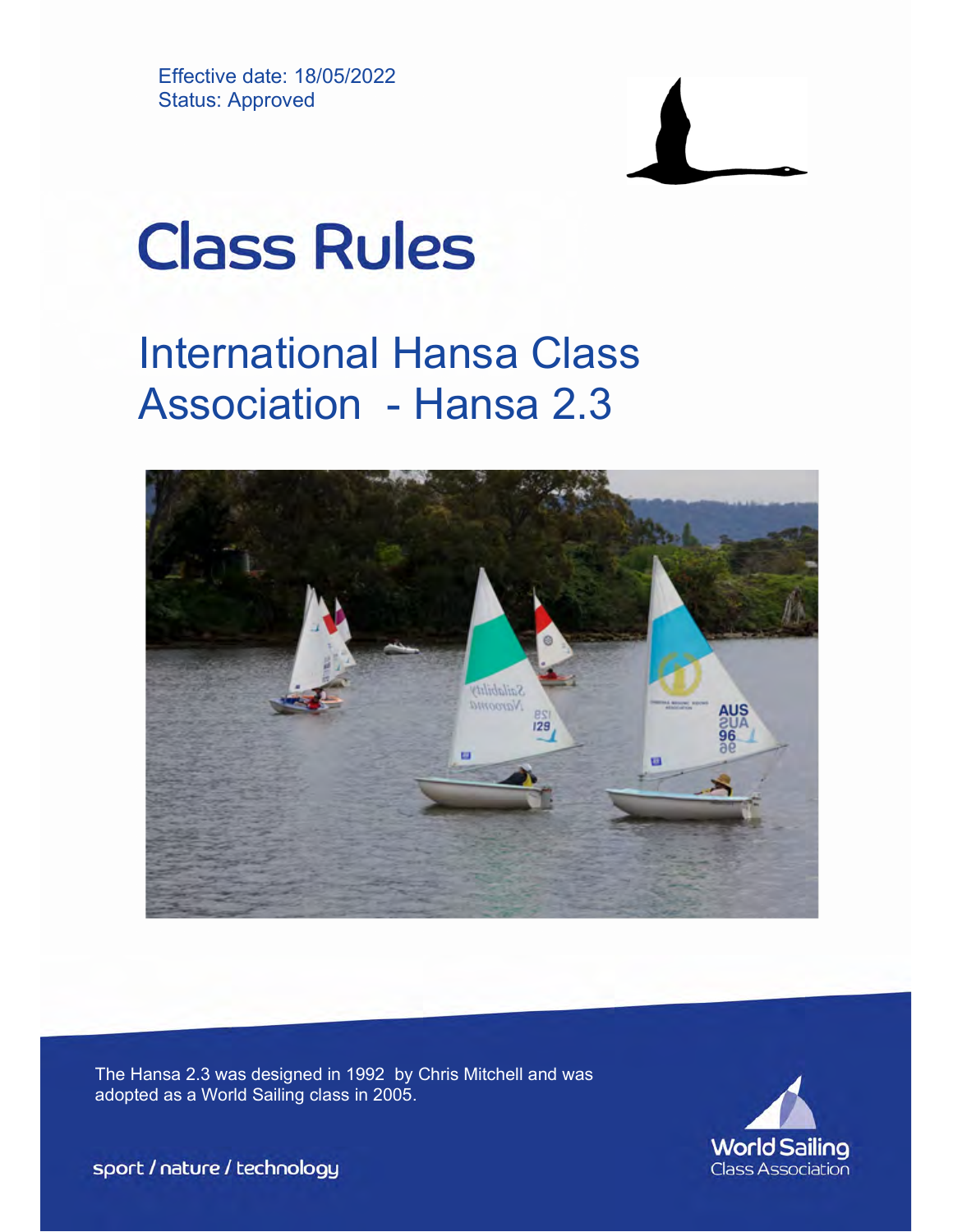Effective date: 18/05/2022
Status: Approved

# Class Rules

## International Hansa Class Association - Hansa 2.3

The Hansa 2.3 was designed in 1992 by Chris Mitchell and was adopted as a World Sailing class in 2005.

sport / nature / technology

World Sailing
Class Association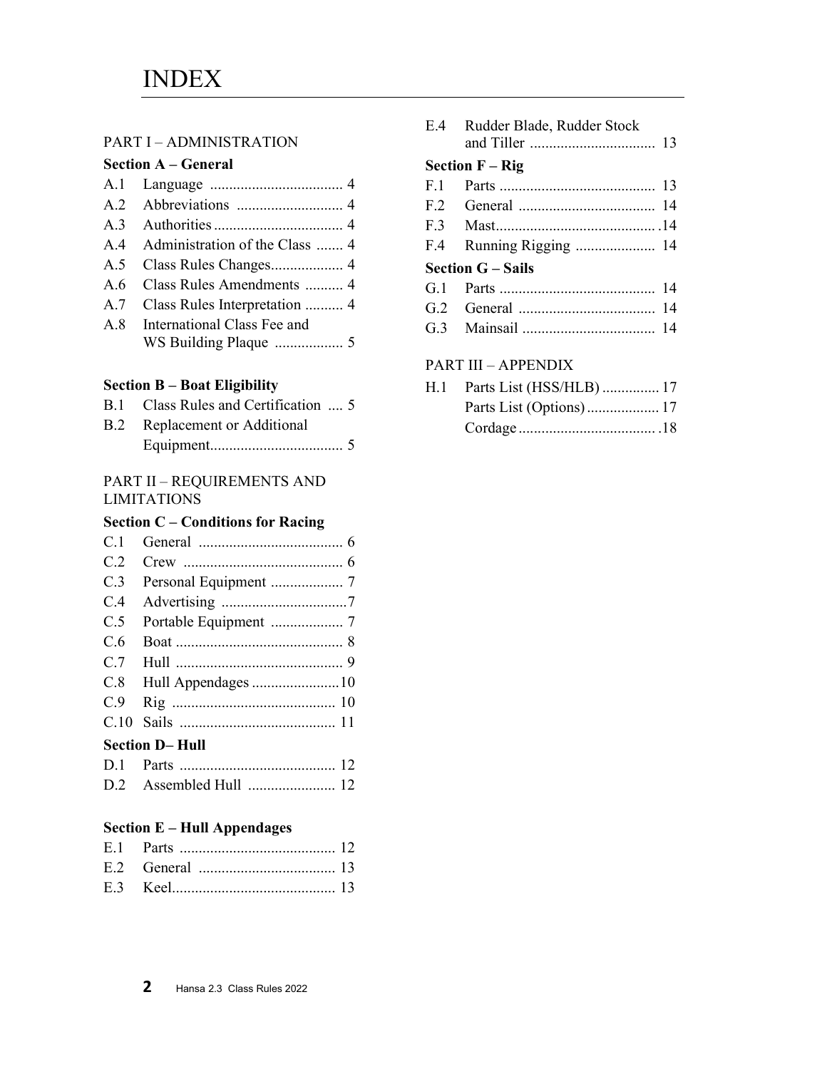# INDEX

PART I – ADMINISTRATION

**Section A – General**

A.1 Language .................................. 4
A.2 Abbreviations ............................ 4
A.3 Authorities .................................. 4
A.4 Administration of the Class ....... 4
A.5 Class Rules Changes................... 4
A.6 Class Rules Amendments .......... 4
A.7 Class Rules Interpretation .......... 4
A.8 International Class Fee and WS Building Plaque .................. 5

**Section B – Boat Eligibility**

B.1 Class Rules and Certification .... 5
B.2 Replacement or Additional Equipment................................... 5

PART II – REQUIREMENTS AND LIMITATIONS

**Section C – Conditions for Racing**

C.1 General ...................................... 6
C.2 Crew .......................................... 6
C.3 Personal Equipment ................... 7
C.4 Advertising .................................7
C.5 Portable Equipment ................... 7
C.6 Boat ............................................ 8
C.7 Hull ............................................ 9
C.8 Hull Appendages .......................10
C.9 Rig ........................................... 10
C.10 Sails ......................................... 11

**Section D– Hull**

D.1 Parts ......................................... 12
D.2 Assembled Hull ....................... 12

**Section E – Hull Appendages**

E.1 Parts ......................................... 12
E.2 General .................................... 13
E.3 Keel........................................... 13
E.4 Rudder Blade, Rudder Stock and Tiller ................................. 13

**Section F – Rig**

F.1 Parts ......................................... 13
F.2 General .................................... 14
F.3 Mast.......................................... .14
F.4 Running Rigging ..................... 14

**Section G – Sails**

G.1 Parts ......................................... 14
G.2 General .................................... 14
G.3 Mainsail ................................... 14

PART III – APPENDIX

H.1 Parts List (HSS/HLB) ............... 17
Parts List (Options)................... 17
Cordage.................................... .18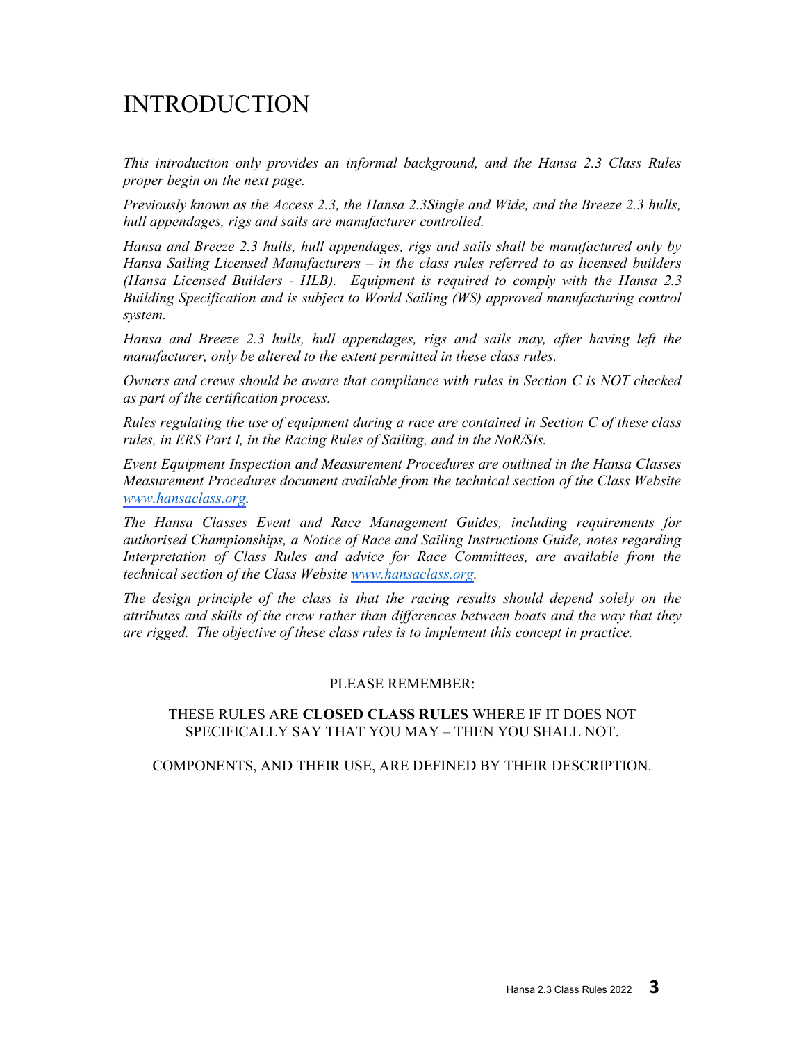# INTRODUCTION

*This introduction only provides an informal background, and the Hansa 2.3 Class Rules proper begin on the next page.*

*Previously known as the Access 2.3, the Hansa 2.3Single and Wide, and the Breeze 2.3 hulls, hull appendages, rigs and sails are manufacturer controlled.*

*Hansa and Breeze 2.3 hulls, hull appendages, rigs and sails shall be manufactured only by Hansa Sailing Licensed Manufacturers – in the class rules referred to as licensed builders (Hansa Licensed Builders - HLB). Equipment is required to comply with the Hansa 2.3 Building Specification and is subject to World Sailing (WS) approved manufacturing control system.*

*Hansa and Breeze 2.3 hulls, hull appendages, rigs and sails may, after having left the manufacturer, only be altered to the extent permitted in these class rules.*

*Owners and crews should be aware that compliance with rules in Section C is NOT checked as part of the certification process.*

*Rules regulating the use of equipment during a race are contained in Section C of these class rules, in ERS Part I, in the Racing Rules of Sailing, and in the NoR/SIs.*

*Event Equipment Inspection and Measurement Procedures are outlined in the Hansa Classes Measurement Procedures document available from the technical section of the Class Website [www.hansaclass.org](http://www.hansaclass.org).*

*The Hansa Classes Event and Race Management Guides, including requirements for authorised Championships, a Notice of Race and Sailing Instructions Guide, notes regarding Interpretation of Class Rules and advice for Race Committees, are available from the technical section of the Class Website [www.hansaclass.org](http://www.hansaclass.org).*

*The design principle of the class is that the racing results should depend solely on the attributes and skills of the crew rather than differences between boats and the way that they are rigged. The objective of these class rules is to implement this concept in practice.*

PLEASE REMEMBER:

THESE RULES ARE **CLOSED CLASS RULES** WHERE IF IT DOES NOT SPECIFICALLY SAY THAT YOU MAY – THEN YOU SHALL NOT.

COMPONENTS, AND THEIR USE, ARE DEFINED BY THEIR DESCRIPTION.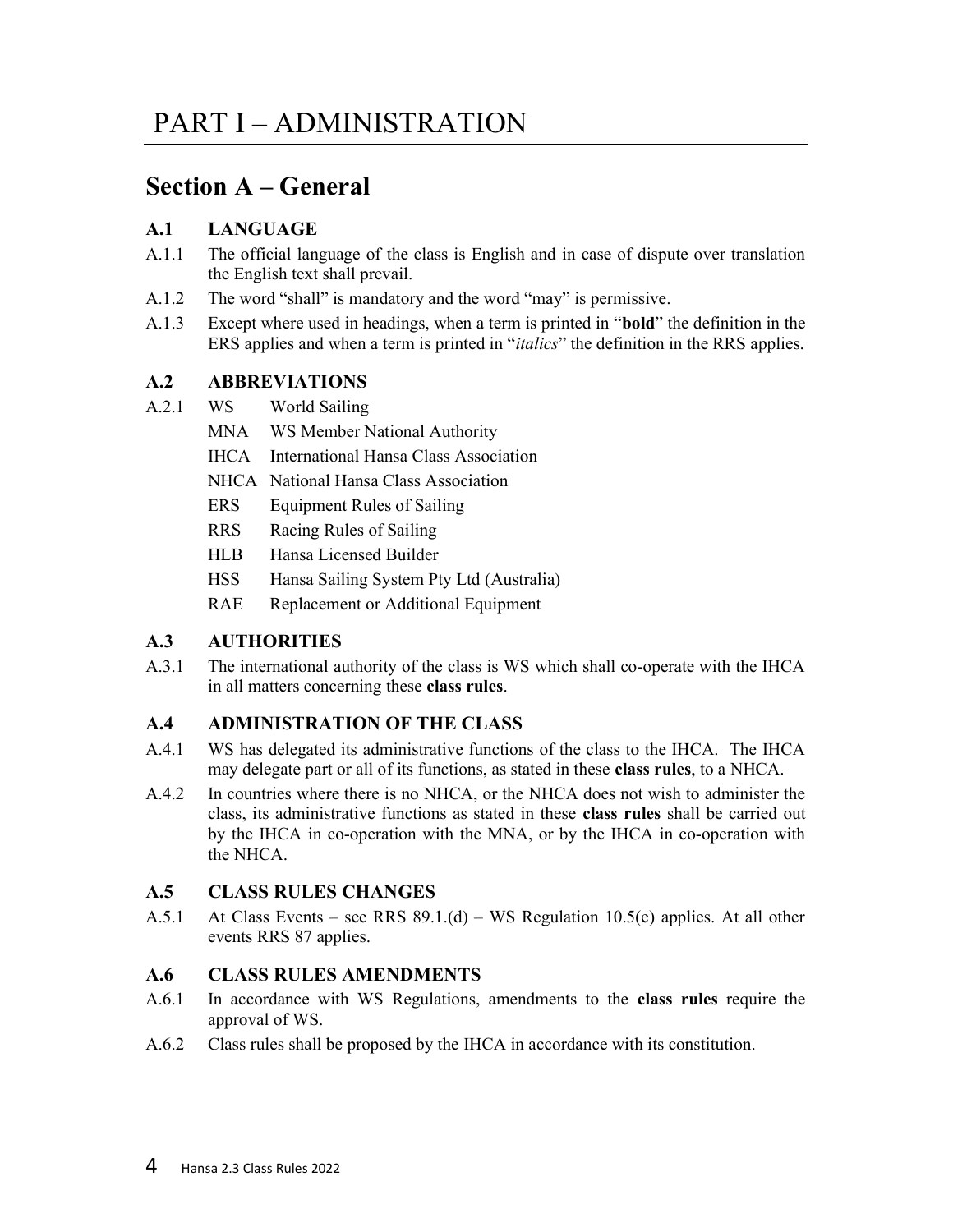# PART I – ADMINISTRATION

## Section A – General

### A.1 LANGUAGE

A.1.1 The official language of the class is English and in case of dispute over translation the English text shall prevail.

A.1.2 The word "shall" is mandatory and the word "may" is permissive.

A.1.3 Except where used in headings, when a term is printed in "**bold**" the definition in the ERS applies and when a term is printed in "*italics*" the definition in the RRS applies.

### A.2 ABBREVIATIONS

A.2.1

| | |
|---|---|
| WS | World Sailing |
| MNA | WS Member National Authority |
| IHCA | International Hansa Class Association |
| NHCA | National Hansa Class Association |
| ERS | Equipment Rules of Sailing |
| RRS | Racing Rules of Sailing |
| HLB | Hansa Licensed Builder |
| HSS | Hansa Sailing System Pty Ltd (Australia) |
| RAE | Replacement or Additional Equipment |

### A.3 AUTHORITIES

A.3.1 The international authority of the class is WS which shall co-operate with the IHCA in all matters concerning these **class rules**.

### A.4 ADMINISTRATION OF THE CLASS

A.4.1 WS has delegated its administrative functions of the class to the IHCA. The IHCA may delegate part or all of its functions, as stated in these **class rules**, to a NHCA.

A.4.2 In countries where there is no NHCA, or the NHCA does not wish to administer the class, its administrative functions as stated in these **class rules** shall be carried out by the IHCA in co-operation with the MNA, or by the IHCA in co-operation with the NHCA.

### A.5 CLASS RULES CHANGES

A.5.1 At Class Events – see RRS 89.1.(d) – WS Regulation 10.5(e) applies. At all other events RRS 87 applies.

### A.6 CLASS RULES AMENDMENTS

A.6.1 In accordance with WS Regulations, amendments to the **class rules** require the approval of WS.

A.6.2 Class rules shall be proposed by the IHCA in accordance with its constitution.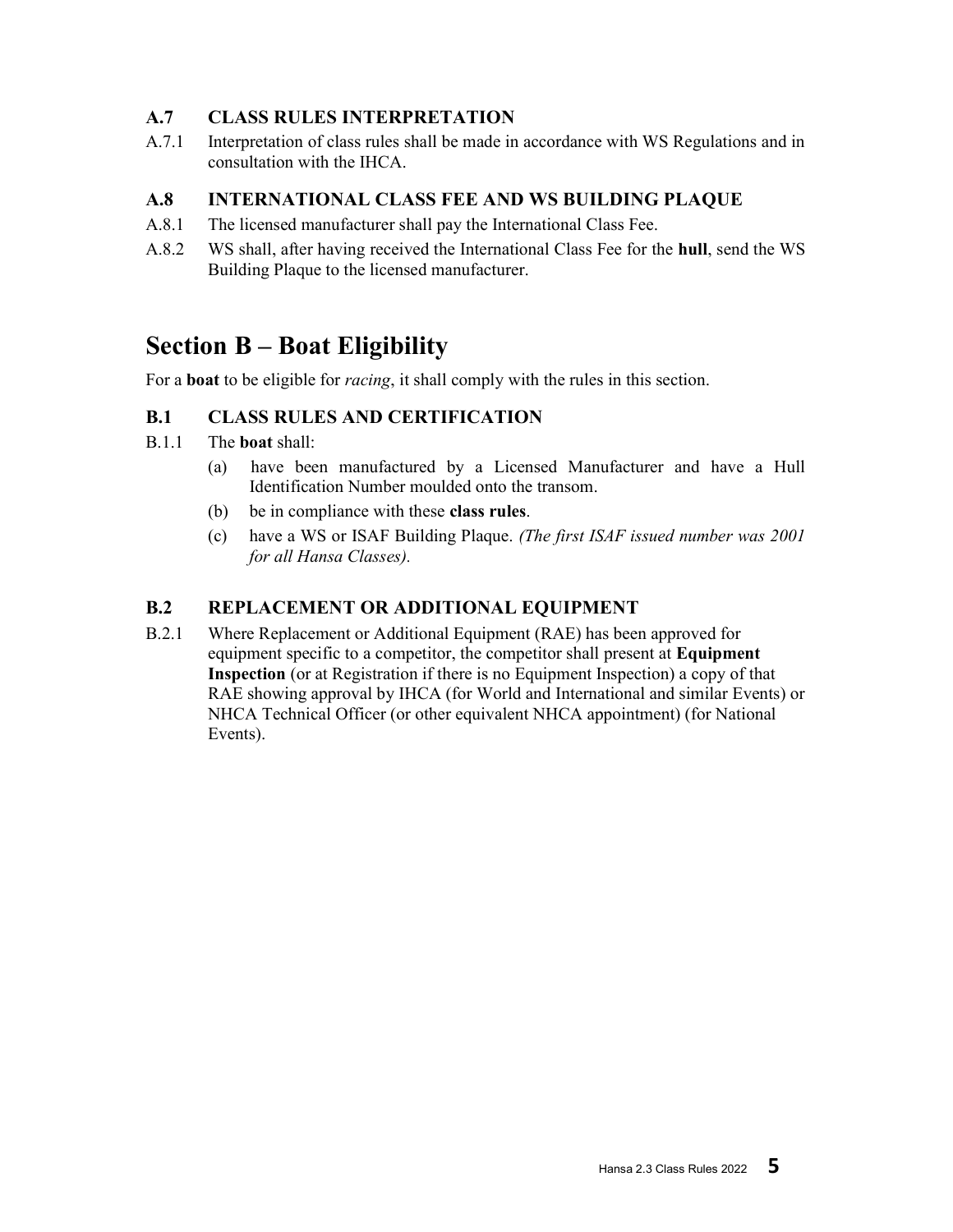### A.7 CLASS RULES INTERPRETATION

A.7.1 Interpretation of class rules shall be made in accordance with WS Regulations and in consultation with the IHCA.

### A.8 INTERNATIONAL CLASS FEE AND WS BUILDING PLAQUE

A.8.1 The licensed manufacturer shall pay the International Class Fee.

A.8.2 WS shall, after having received the International Class Fee for the **hull**, send the WS Building Plaque to the licensed manufacturer.

## Section B – Boat Eligibility

For a **boat** to be eligible for *racing*, it shall comply with the rules in this section.

### B.1 CLASS RULES AND CERTIFICATION

B.1.1 The **boat** shall:

(a) have been manufactured by a Licensed Manufacturer and have a Hull Identification Number moulded onto the transom.

(b) be in compliance with these **class rules**.

(c) have a WS or ISAF Building Plaque. *(The first ISAF issued number was 2001 for all Hansa Classes).*

### B.2 REPLACEMENT OR ADDITIONAL EQUIPMENT

B.2.1 Where Replacement or Additional Equipment (RAE) has been approved for equipment specific to a competitor, the competitor shall present at **Equipment Inspection** (or at Registration if there is no Equipment Inspection) a copy of that RAE showing approval by IHCA (for World and International and similar Events) or NHCA Technical Officer (or other equivalent NHCA appointment) (for National Events).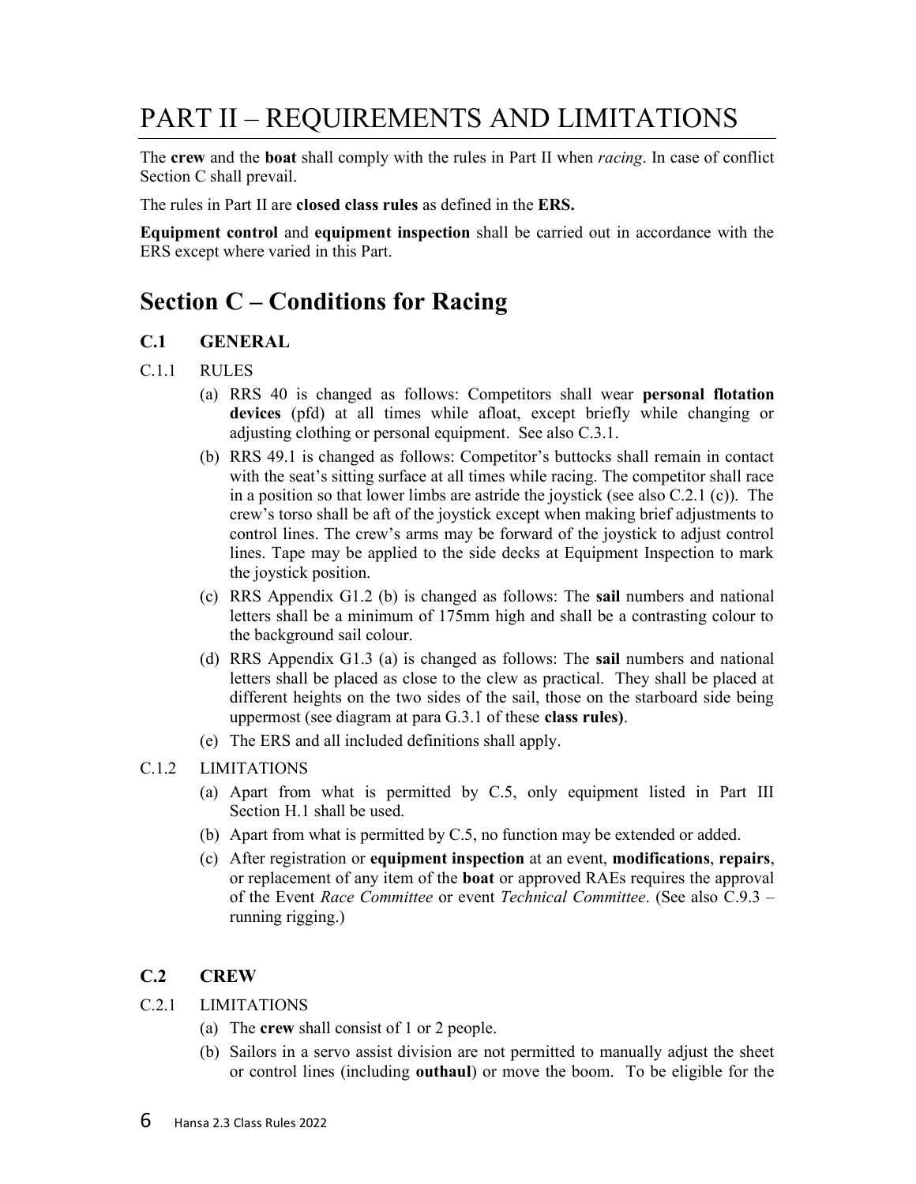# PART II – REQUIREMENTS AND LIMITATIONS

The **crew** and the **boat** shall comply with the rules in Part II when *racing*. In case of conflict Section C shall prevail.

The rules in Part II are **closed class rules** as defined in the **ERS.**

**Equipment control** and **equipment inspection** shall be carried out in accordance with the ERS except where varied in this Part.

## Section C – Conditions for Racing

### C.1 GENERAL

C.1.1 RULES

(a) RRS 40 is changed as follows: Competitors shall wear **personal flotation devices** (pfd) at all times while afloat, except briefly while changing or adjusting clothing or personal equipment. See also C.3.1.

(b) RRS 49.1 is changed as follows: Competitor's buttocks shall remain in contact with the seat's sitting surface at all times while racing. The competitor shall race in a position so that lower limbs are astride the joystick (see also C.2.1 (c)). The crew's torso shall be aft of the joystick except when making brief adjustments to control lines. The crew's arms may be forward of the joystick to adjust control lines. Tape may be applied to the side decks at Equipment Inspection to mark the joystick position.

(c) RRS Appendix G1.2 (b) is changed as follows: The **sail** numbers and national letters shall be a minimum of 175mm high and shall be a contrasting colour to the background sail colour.

(d) RRS Appendix G1.3 (a) is changed as follows: The **sail** numbers and national letters shall be placed as close to the clew as practical. They shall be placed at different heights on the two sides of the sail, those on the starboard side being uppermost (see diagram at para G.3.1 of these **class rules)**.

(e) The ERS and all included definitions shall apply.

C.1.2 LIMITATIONS

(a) Apart from what is permitted by C.5, only equipment listed in Part III Section H.1 shall be used.

(b) Apart from what is permitted by C.5, no function may be extended or added.

(c) After registration or **equipment inspection** at an event, **modifications**, **repairs**, or replacement of any item of the **boat** or approved RAEs requires the approval of the Event *Race Committee* or event *Technical Committee*. (See also C.9.3 – running rigging.)

### C.2 CREW

C.2.1 LIMITATIONS

(a) The **crew** shall consist of 1 or 2 people.

(b) Sailors in a servo assist division are not permitted to manually adjust the sheet or control lines (including **outhaul**) or move the boom. To be eligible for the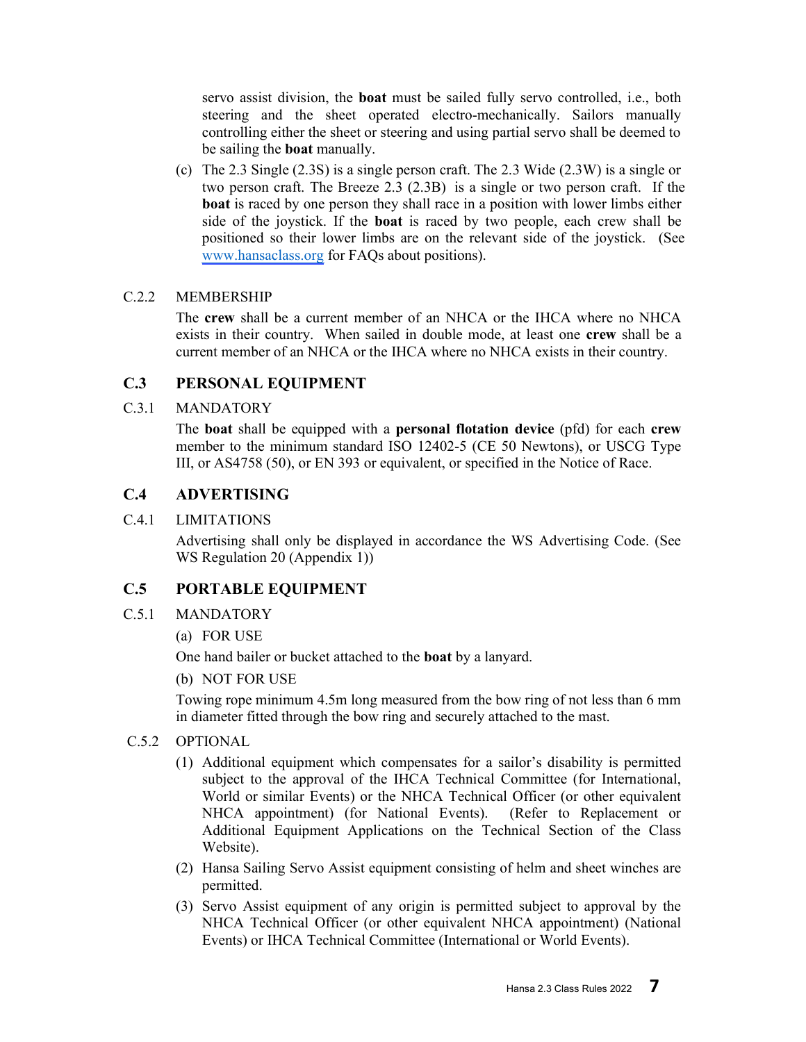servo assist division, the **boat** must be sailed fully servo controlled, i.e., both steering and the sheet operated electro-mechanically. Sailors manually controlling either the sheet or steering and using partial servo shall be deemed to be sailing the **boat** manually.

(c) The 2.3 Single (2.3S) is a single person craft. The 2.3 Wide (2.3W) is a single or two person craft. The Breeze 2.3 (2.3B) is a single or two person craft. If the **boat** is raced by one person they shall race in a position with lower limbs either side of the joystick. If the **boat** is raced by two people, each crew shall be positioned so their lower limbs are on the relevant side of the joystick. (See www.hansaclass.org for FAQs about positions).

C.2.2 MEMBERSHIP

The **crew** shall be a current member of an NHCA or the IHCA where no NHCA exists in their country. When sailed in double mode, at least one **crew** shall be a current member of an NHCA or the IHCA where no NHCA exists in their country.

## C.3 PERSONAL EQUIPMENT

C.3.1 MANDATORY

The **boat** shall be equipped with a **personal flotation device** (pfd) for each **crew** member to the minimum standard ISO 12402-5 (CE 50 Newtons), or USCG Type III, or AS4758 (50), or EN 393 or equivalent, or specified in the Notice of Race.

## C.4 ADVERTISING

C.4.1 LIMITATIONS

Advertising shall only be displayed in accordance the WS Advertising Code. (See WS Regulation 20 (Appendix 1))

## C.5 PORTABLE EQUIPMENT

C.5.1 MANDATORY

(a) FOR USE

One hand bailer or bucket attached to the **boat** by a lanyard.

(b) NOT FOR USE

Towing rope minimum 4.5m long measured from the bow ring of not less than 6 mm in diameter fitted through the bow ring and securely attached to the mast.

C.5.2 OPTIONAL

(1) Additional equipment which compensates for a sailor's disability is permitted subject to the approval of the IHCA Technical Committee (for International, World or similar Events) or the NHCA Technical Officer (or other equivalent NHCA appointment) (for National Events). (Refer to Replacement or Additional Equipment Applications on the Technical Section of the Class Website).

(2) Hansa Sailing Servo Assist equipment consisting of helm and sheet winches are permitted.

(3) Servo Assist equipment of any origin is permitted subject to approval by the NHCA Technical Officer (or other equivalent NHCA appointment) (National Events) or IHCA Technical Committee (International or World Events).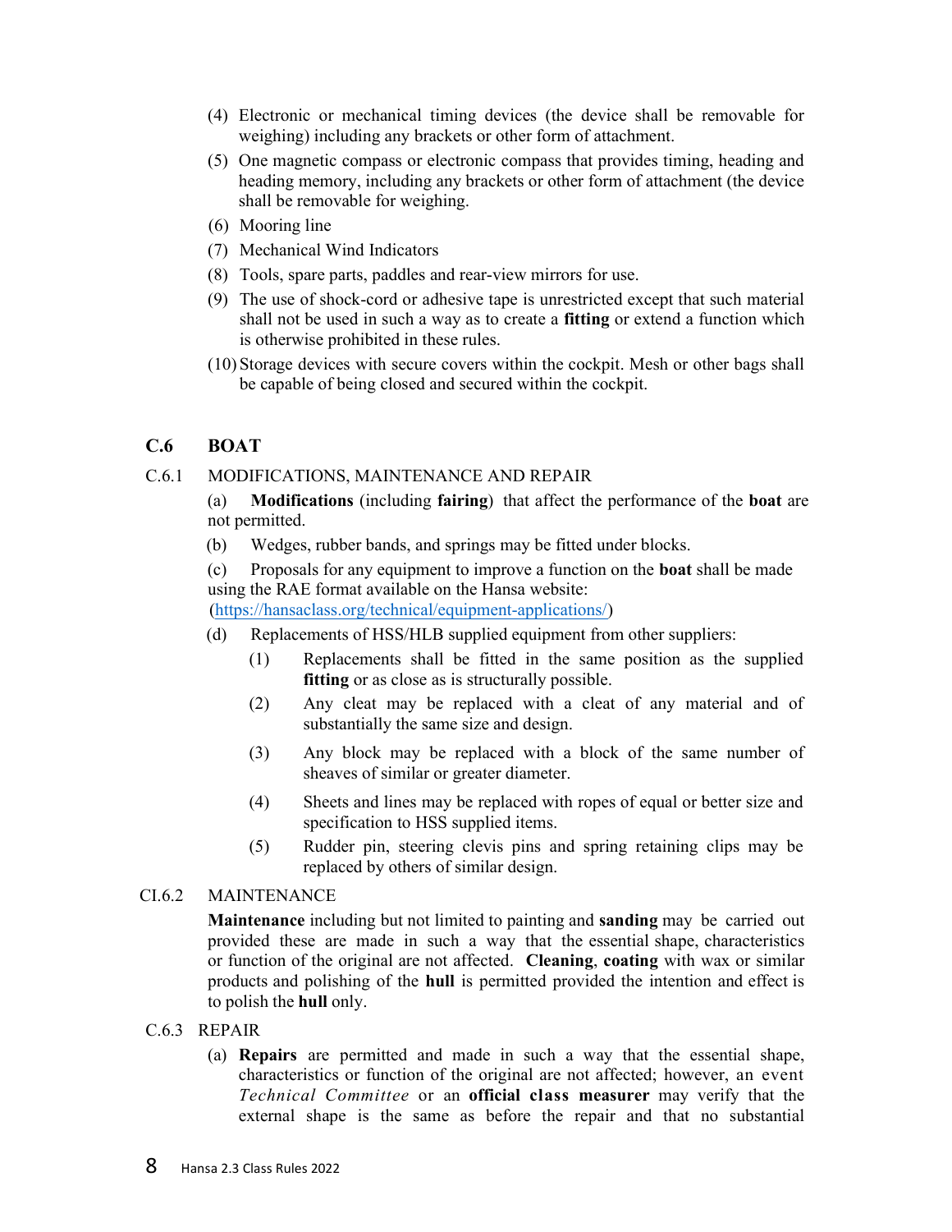(4) Electronic or mechanical timing devices (the device shall be removable for weighing) including any brackets or other form of attachment.

(5) One magnetic compass or electronic compass that provides timing, heading and heading memory, including any brackets or other form of attachment (the device shall be removable for weighing.

(6) Mooring line

(7) Mechanical Wind Indicators

(8) Tools, spare parts, paddles and rear-view mirrors for use.

(9) The use of shock-cord or adhesive tape is unrestricted except that such material shall not be used in such a way as to create a **fitting** or extend a function which is otherwise prohibited in these rules.

(10) Storage devices with secure covers within the cockpit. Mesh or other bags shall be capable of being closed and secured within the cockpit.

## C.6 BOAT

C.6.1 MODIFICATIONS, MAINTENANCE AND REPAIR

(a) **Modifications** (including **fairing**) that affect the performance of the **boat** are not permitted.

(b) Wedges, rubber bands, and springs may be fitted under blocks.

(c) Proposals for any equipment to improve a function on the **boat** shall be made using the RAE format available on the Hansa website: (https://hansaclass.org/technical/equipment-applications/)

(d) Replacements of HSS/HLB supplied equipment from other suppliers:

(1) Replacements shall be fitted in the same position as the supplied **fitting** or as close as is structurally possible.

(2) Any cleat may be replaced with a cleat of any material and of substantially the same size and design.

(3) Any block may be replaced with a block of the same number of sheaves of similar or greater diameter.

(4) Sheets and lines may be replaced with ropes of equal or better size and specification to HSS supplied items.

(5) Rudder pin, steering clevis pins and spring retaining clips may be replaced by others of similar design.

CI.6.2 MAINTENANCE

**Maintenance** including but not limited to painting and **sanding** may be carried out provided these are made in such a way that the essential shape, characteristics or function of the original are not affected. **Cleaning**, **coating** with wax or similar products and polishing of the **hull** is permitted provided the intention and effect is to polish the **hull** only.

C.6.3 REPAIR

(a) **Repairs** are permitted and made in such a way that the essential shape, characteristics or function of the original are not affected; however, an event *Technical Committee* or an **official class measurer** may verify that the external shape is the same as before the repair and that no substantial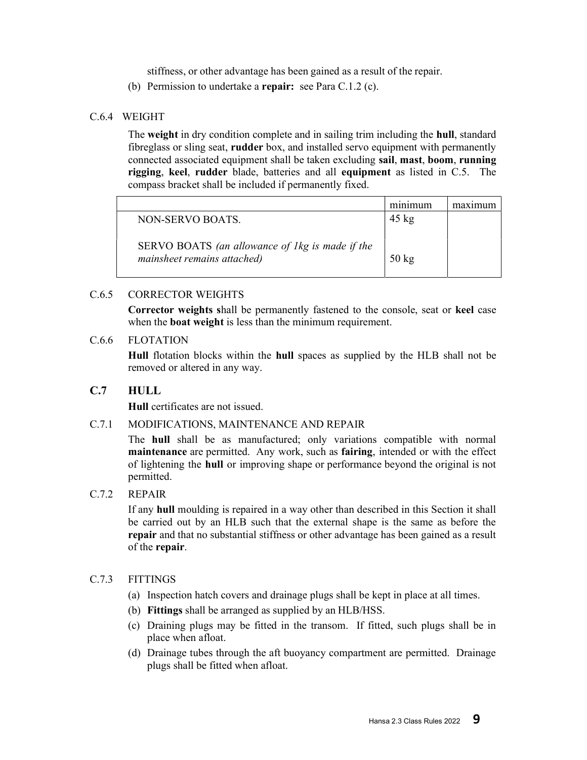stiffness, or other advantage has been gained as a result of the repair.

(b) Permission to undertake a **repair:** see Para C.1.2 (c).

C.6.4 WEIGHT

The **weight** in dry condition complete and in sailing trim including the **hull**, standard fibreglass or sling seat, **rudder** box, and installed servo equipment with permanently connected associated equipment shall be taken excluding **sail**, **mast**, **boom**, **running rigging**, **keel**, **rudder** blade, batteries and all **equipment** as listed in C.5. The compass bracket shall be included if permanently fixed.

| | minimum | maximum |
|---|---|---|
| NON-SERVO BOATS. | 45 kg | |
| SERVO BOATS *(an allowance of 1kg is made if the mainsheet remains attached)* | 50 kg | |

C.6.5 CORRECTOR WEIGHTS

**Corrector weights s**hall be permanently fastened to the console, seat or **keel** case when the **boat weight** is less than the minimum requirement.

C.6.6 FLOTATION

**Hull** flotation blocks within the **hull** spaces as supplied by the HLB shall not be removed or altered in any way.

## C.7 HULL

**Hull** certificates are not issued.

C.7.1 MODIFICATIONS, MAINTENANCE AND REPAIR

The **hull** shall be as manufactured; only variations compatible with normal **maintenance** are permitted. Any work, such as **fairing**, intended or with the effect of lightening the **hull** or improving shape or performance beyond the original is not permitted.

C.7.2 REPAIR

If any **hull** moulding is repaired in a way other than described in this Section it shall be carried out by an HLB such that the external shape is the same as before the **repair** and that no substantial stiffness or other advantage has been gained as a result of the **repair**.

C.7.3 FITTINGS

(a) Inspection hatch covers and drainage plugs shall be kept in place at all times.

(b) **Fittings** shall be arranged as supplied by an HLB/HSS.

(c) Draining plugs may be fitted in the transom. If fitted, such plugs shall be in place when afloat.

(d) Drainage tubes through the aft buoyancy compartment are permitted. Drainage plugs shall be fitted when afloat.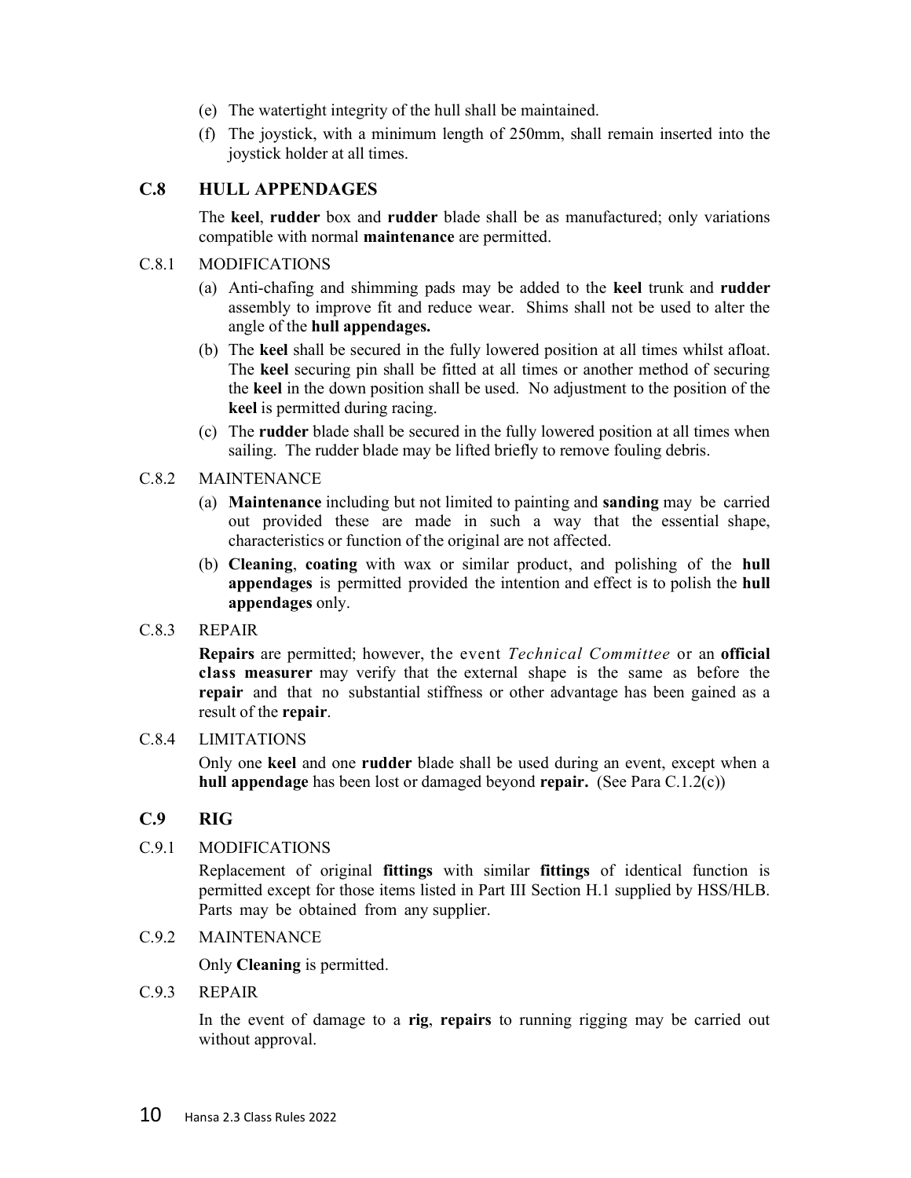(e) The watertight integrity of the hull shall be maintained.

(f) The joystick, with a minimum length of 250mm, shall remain inserted into the joystick holder at all times.

## C.8 HULL APPENDAGES

The **keel**, **rudder** box and **rudder** blade shall be as manufactured; only variations compatible with normal **maintenance** are permitted.

### C.8.1 MODIFICATIONS

(a) Anti-chafing and shimming pads may be added to the **keel** trunk and **rudder** assembly to improve fit and reduce wear. Shims shall not be used to alter the angle of the **hull appendages.**

(b) The **keel** shall be secured in the fully lowered position at all times whilst afloat. The **keel** securing pin shall be fitted at all times or another method of securing the **keel** in the down position shall be used. No adjustment to the position of the **keel** is permitted during racing.

(c) The **rudder** blade shall be secured in the fully lowered position at all times when sailing. The rudder blade may be lifted briefly to remove fouling debris.

### C.8.2 MAINTENANCE

(a) **Maintenance** including but not limited to painting and **sanding** may be carried out provided these are made in such a way that the essential shape, characteristics or function of the original are not affected.

(b) **Cleaning**, **coating** with wax or similar product, and polishing of the **hull appendages** is permitted provided the intention and effect is to polish the **hull appendages** only.

### C.8.3 REPAIR

**Repairs** are permitted; however, the event *Technical Committee* or an **official class measurer** may verify that the external shape is the same as before the **repair** and that no substantial stiffness or other advantage has been gained as a result of the **repair**.

### C.8.4 LIMITATIONS

Only one **keel** and one **rudder** blade shall be used during an event, except when a **hull appendage** has been lost or damaged beyond **repair.** (See Para C.1.2(c))

## C.9 RIG

### C.9.1 MODIFICATIONS

Replacement of original **fittings** with similar **fittings** of identical function is permitted except for those items listed in Part III Section H.1 supplied by HSS/HLB. Parts may be obtained from any supplier.

### C.9.2 MAINTENANCE

Only **Cleaning** is permitted.

### C.9.3 REPAIR

In the event of damage to a **rig**, **repairs** to running rigging may be carried out without approval.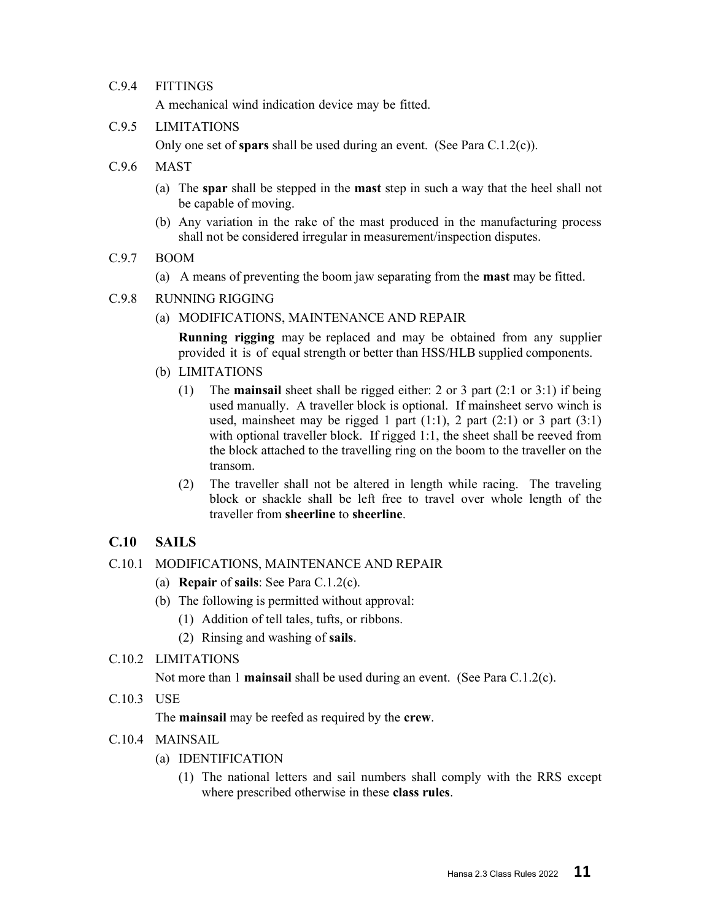C.9.4 FITTINGS

A mechanical wind indication device may be fitted.

C.9.5 LIMITATIONS

Only one set of **spars** shall be used during an event. (See Para C.1.2(c)).

C.9.6 MAST

(a) The **spar** shall be stepped in the **mast** step in such a way that the heel shall not be capable of moving.

(b) Any variation in the rake of the mast produced in the manufacturing process shall not be considered irregular in measurement/inspection disputes.

C.9.7 BOOM

(a) A means of preventing the boom jaw separating from the **mast** may be fitted.

C.9.8 RUNNING RIGGING

(a) MODIFICATIONS, MAINTENANCE AND REPAIR

**Running rigging** may be replaced and may be obtained from any supplier provided it is of equal strength or better than HSS/HLB supplied components.

(b) LIMITATIONS

(1) The **mainsail** sheet shall be rigged either: 2 or 3 part (2:1 or 3:1) if being used manually. A traveller block is optional. If mainsheet servo winch is used, mainsheet may be rigged 1 part (1:1), 2 part (2:1) or 3 part (3:1) with optional traveller block. If rigged 1:1, the sheet shall be reeved from the block attached to the travelling ring on the boom to the traveller on the transom.

(2) The traveller shall not be altered in length while racing. The traveling block or shackle shall be left free to travel over whole length of the traveller from **sheerline** to **sheerline**.

## C.10 SAILS

C.10.1 MODIFICATIONS, MAINTENANCE AND REPAIR

(a) **Repair** of **sails**: See Para C.1.2(c).

(b) The following is permitted without approval:

(1) Addition of tell tales, tufts, or ribbons.

(2) Rinsing and washing of **sails**.

C.10.2 LIMITATIONS

Not more than 1 **mainsail** shall be used during an event. (See Para C.1.2(c).

C.10.3 USE

The **mainsail** may be reefed as required by the **crew**.

C.10.4 MAINSAIL

(a) IDENTIFICATION

(1) The national letters and sail numbers shall comply with the RRS except where prescribed otherwise in these **class rules**.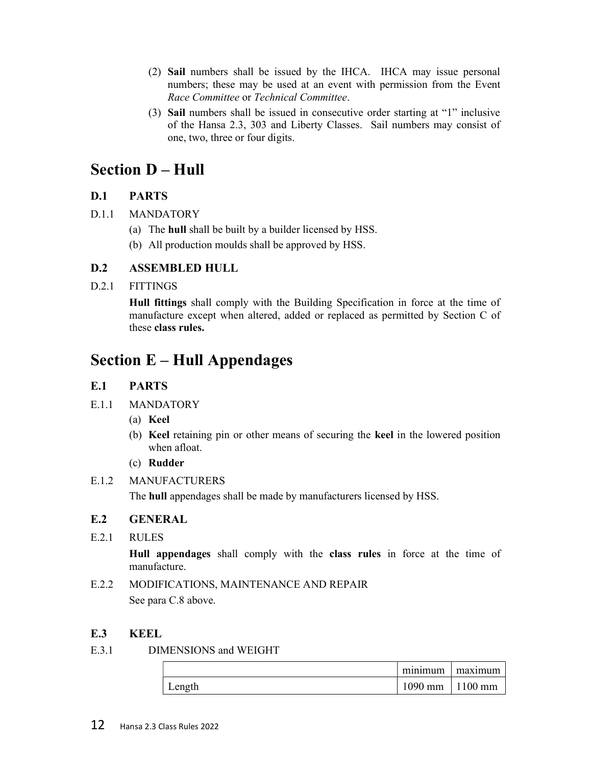(2) **Sail** numbers shall be issued by the IHCA. IHCA may issue personal numbers; these may be used at an event with permission from the Event *Race Committee* or *Technical Committee*.

(3) **Sail** numbers shall be issued in consecutive order starting at "1" inclusive of the Hansa 2.3, 303 and Liberty Classes. Sail numbers may consist of one, two, three or four digits.

# Section D – Hull

## D.1 PARTS

D.1.1 MANDATORY

(a) The **hull** shall be built by a builder licensed by HSS.

(b) All production moulds shall be approved by HSS.

## D.2 ASSEMBLED HULL

D.2.1 FITTINGS

**Hull fittings** shall comply with the Building Specification in force at the time of manufacture except when altered, added or replaced as permitted by Section C of these **class rules.**

# Section E – Hull Appendages

## E.1 PARTS

E.1.1 MANDATORY

(a) **Keel**

(b) **Keel** retaining pin or other means of securing the **keel** in the lowered position when afloat.

(c) **Rudder**

E.1.2 MANUFACTURERS

The **hull** appendages shall be made by manufacturers licensed by HSS.

## E.2 GENERAL

E.2.1 RULES

**Hull appendages** shall comply with the **class rules** in force at the time of manufacture.

E.2.2 MODIFICATIONS, MAINTENANCE AND REPAIR

See para C.8 above.

## E.3 KEEL

E.3.1 DIMENSIONS and WEIGHT

| | minimum | maximum |
|---|---|---|
| Length | 1090 mm | 1100 mm |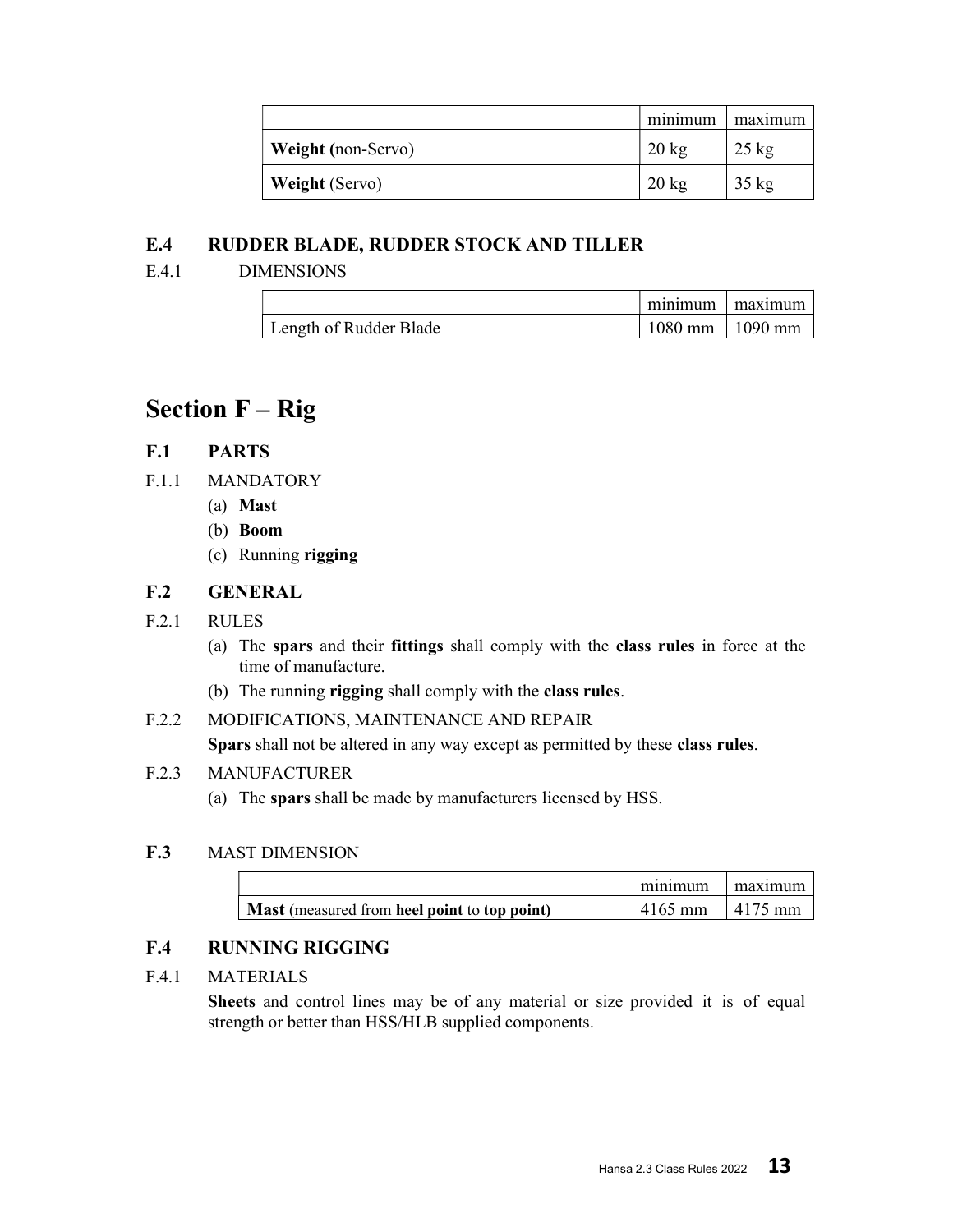| | minimum | maximum |
|---|---|---|
| **Weight** (non-Servo) | 20 kg | 25 kg |
| **Weight** (Servo) | 20 kg | 35 kg |

### E.4 RUDDER BLADE, RUDDER STOCK AND TILLER

E.4.1 DIMENSIONS

| | minimum | maximum |
|---|---|---|
| Length of Rudder Blade | 1080 mm | 1090 mm |

# Section F – Rig

### F.1 PARTS

F.1.1 MANDATORY

(a) **Mast**

(b) **Boom**

(c) Running **rigging**

### F.2 GENERAL

F.2.1 RULES

(a) The **spars** and their **fittings** shall comply with the **class rules** in force at the time of manufacture.

(b) The running **rigging** shall comply with the **class rules**.

F.2.2 MODIFICATIONS, MAINTENANCE AND REPAIR

**Spars** shall not be altered in any way except as permitted by these **class rules**.

F.2.3 MANUFACTURER

(a) The **spars** shall be made by manufacturers licensed by HSS.

### F.3 MAST DIMENSION

| | minimum | maximum |
|---|---|---|
| **Mast** (measured from **heel point** to **top point)** | 4165 mm | 4175 mm |

### F.4 RUNNING RIGGING

F.4.1 MATERIALS

**Sheets** and control lines may be of any material or size provided it is of equal strength or better than HSS/HLB supplied components.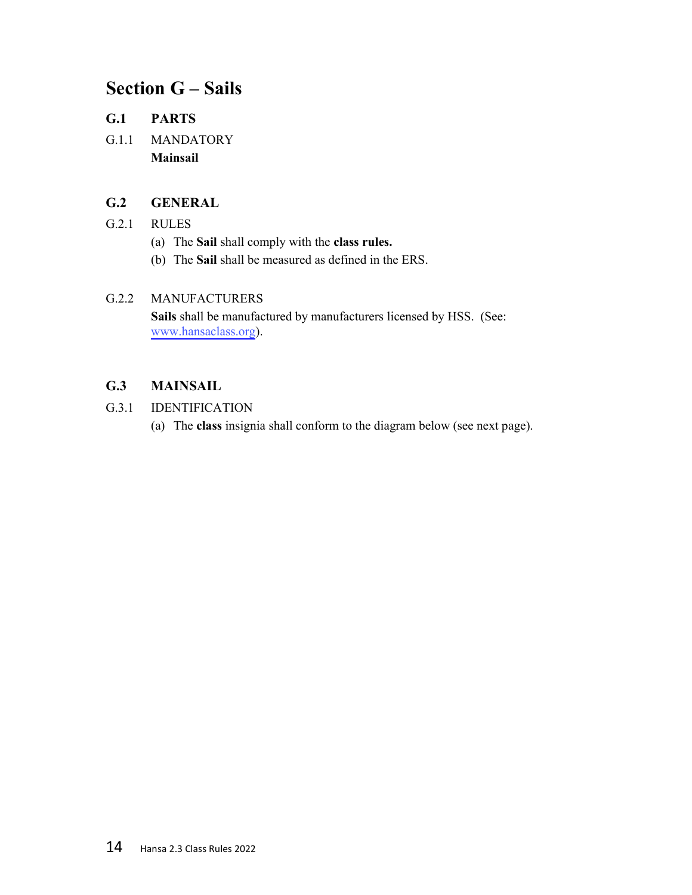# Section G – Sails

## G.1 PARTS

G.1.1 MANDATORY

**Mainsail**

## G.2 GENERAL

G.2.1 RULES

(a) The **Sail** shall comply with the **class rules.**

(b) The **Sail** shall be measured as defined in the ERS.

G.2.2 MANUFACTURERS

**Sails** shall be manufactured by manufacturers licensed by HSS. (See: www.hansaclass.org).

## G.3 MAINSAIL

G.3.1 IDENTIFICATION

(a) The **class** insignia shall conform to the diagram below (see next page).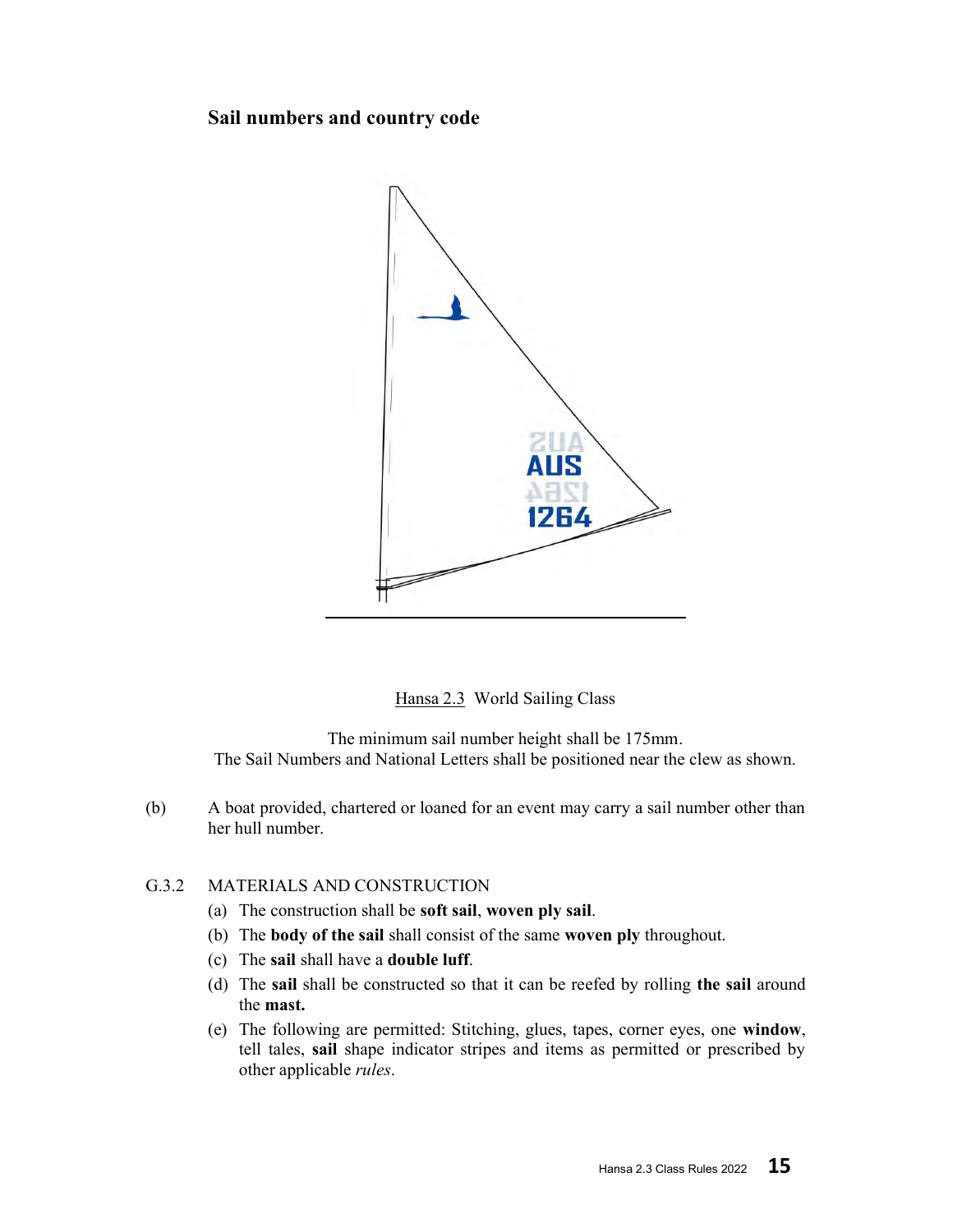**Sail numbers and country code**

Hansa 2.3 World Sailing Class

The minimum sail number height shall be 175mm.
The Sail Numbers and National Letters shall be positioned near the clew as shown.

(b) A boat provided, chartered or loaned for an event may carry a sail number other than her hull number.

G.3.2 MATERIALS AND CONSTRUCTION

(a) The construction shall be **soft sail**, **woven ply sail**.

(b) The **body of the sail** shall consist of the same **woven ply** throughout.

(c) The **sail** shall have a **double luff**.

(d) The **sail** shall be constructed so that it can be reefed by rolling **the sail** around the **mast.**

(e) The following are permitted: Stitching, glues, tapes, corner eyes, one **window**, tell tales, **sail** shape indicator stripes and items as permitted or prescribed by other applicable *rules*.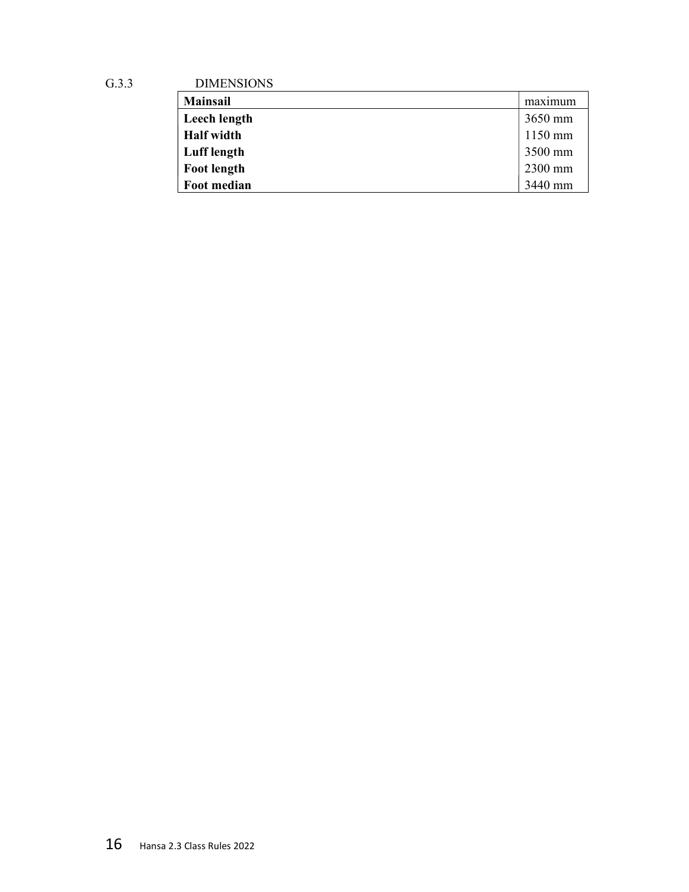G.3.3 DIMENSIONS

| **Mainsail** | maximum |
|---|---|
| **Leech length** | 3650 mm |
| **Half width** | 1150 mm |
| **Luff length** | 3500 mm |
| **Foot length** | 2300 mm |
| **Foot median** | 3440 mm |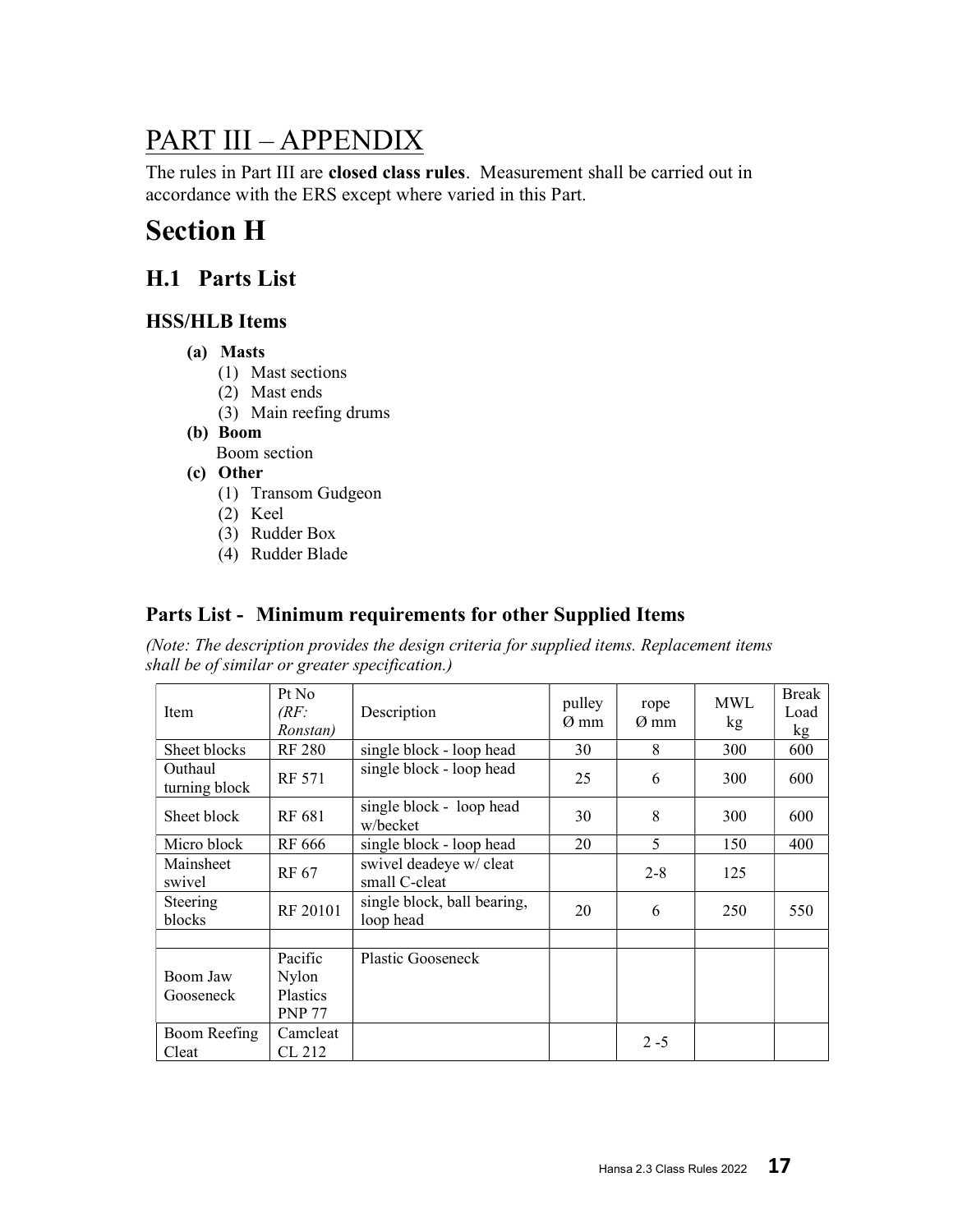# PART III – APPENDIX

The rules in Part III are **closed class rules**. Measurement shall be carried out in accordance with the ERS except where varied in this Part.

# Section H

## H.1 Parts List

### HSS/HLB Items

- **(a) Masts**
  - (1) Mast sections
  - (2) Mast ends
  - (3) Main reefing drums
- **(b) Boom**
  - Boom section
- **(c) Other**
  - (1) Transom Gudgeon
  - (2) Keel
  - (3) Rudder Box
  - (4) Rudder Blade

### Parts List - Minimum requirements for other Supplied Items

*(Note: The description provides the design criteria for supplied items. Replacement items shall be of similar or greater specification.)*

| Item | Pt No *(RF: Ronstan)* | Description | pulley Ø mm | rope Ø mm | MWL kg | Break Load kg |
|---|---|---|---|---|---|---|
| Sheet blocks | RF 280 | single block - loop head | 30 | 8 | 300 | 600 |
| Outhaul turning block | RF 571 | single block - loop head | 25 | 6 | 300 | 600 |
| Sheet block | RF 681 | single block - loop head w/becket | 30 | 8 | 300 | 600 |
| Micro block | RF 666 | single block - loop head | 20 | 5 | 150 | 400 |
| Mainsheet swivel | RF 67 | swivel deadeye w/ cleat small C-cleat | | 2-8 | 125 | |
| Steering blocks | RF 20101 | single block, ball bearing, loop head | 20 | 6 | 250 | 550 |
| | | | | | | |
| Boom Jaw Gooseneck | Pacific Nylon Plastics PNP 77 | Plastic Gooseneck | | | | |
| Boom Reefing Cleat | Camcleat CL 212 | | | 2 -5 | | |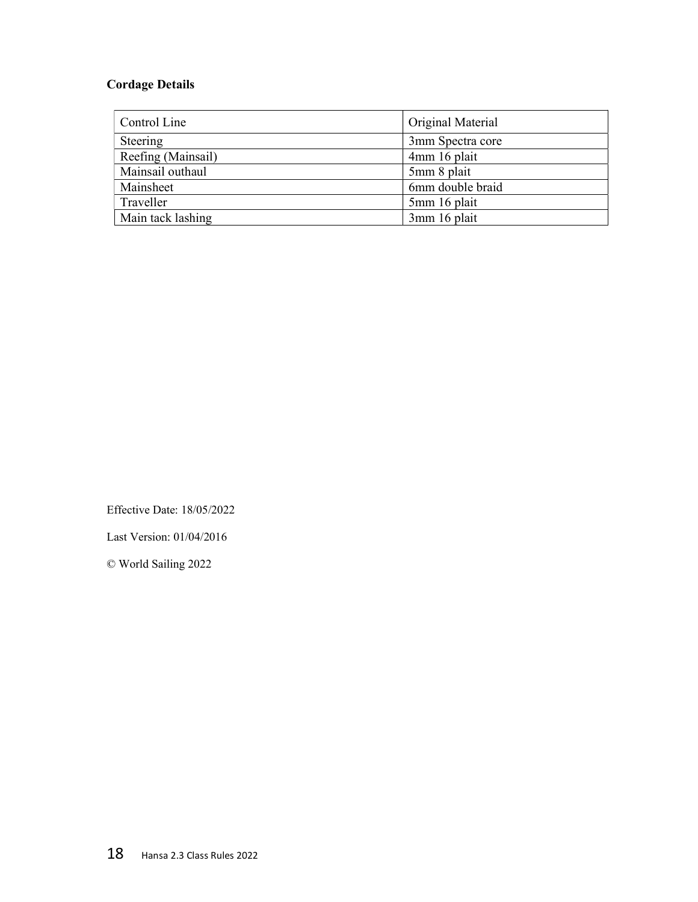**Cordage Details**

| Control Line | Original Material |
|---|---|
| Steering | 3mm Spectra core |
| Reefing (Mainsail) | 4mm 16 plait |
| Mainsail outhaul | 5mm 8 plait |
| Mainsheet | 6mm double braid |
| Traveller | 5mm 16 plait |
| Main tack lashing | 3mm 16 plait |

Effective Date: 18/05/2022

Last Version: 01/04/2016

© World Sailing 2022